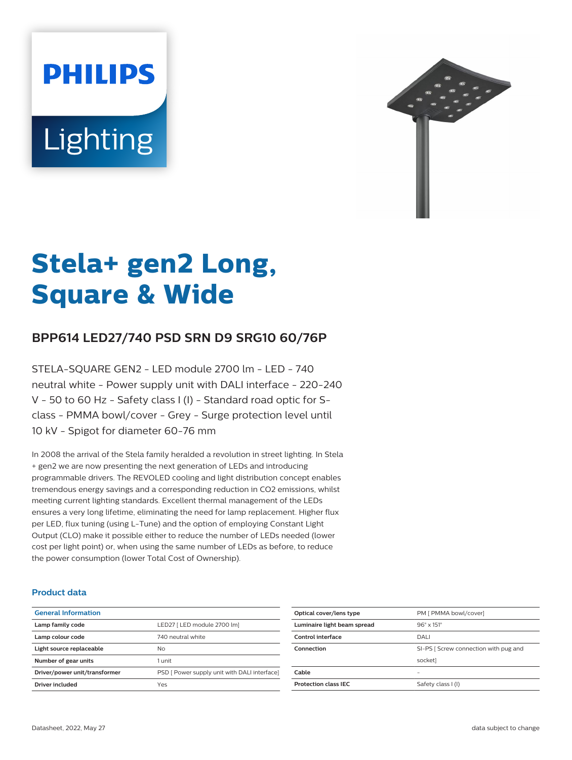# Stela+ gen2 Long, Square & Wide

## BPP614 LED27/740 PSD SRN D9 SRG10 60/76P

STELA-SQUARE GEN2 - LED module 2700 lm - LED - 740 neutral white - Power supply unit with DALI interface - 220-240 V - 50 to 60 Hz - Safety class I (I) - Standard road optic for S-class - PMMA bowl/cover - Grey - Surge protection level until 10 kV - Spigot for diameter 60-76 mm

In 2008 the arrival of the Stela family heralded a revolution in street lighting. In Stela + gen2 we are now presenting the next generation of LEDs and introducing programmable drivers. The REVOLED cooling and light distribution concept enables tremendous energy savings and a corresponding reduction in CO2 emissions, whilst meeting current lighting standards. Excellent thermal management of the LEDs ensures a very long lifetime, eliminating the need for lamp replacement. Higher flux per LED, flux tuning (using L-Tune) and the option of employing Constant Light Output (CLO) make it possible either to reduce the number of LEDs needed (lower cost per light point) or, when using the same number of LEDs as before, to reduce the power consumption (lower Total Cost of Ownership).

### Product data

| General Information | |
|---|---|
| Lamp family code | LED27 [ LED module 2700 lm] |
| Lamp colour code | 740 neutral white |
| Light source replaceable | No |
| Number of gear units | 1 unit |
| Driver/power unit/transformer | PSD [ Power supply unit with DALI interface] |
| Driver included | Yes |
| Optical cover/lens type | PM [ PMMA bowl/cover] |
| Luminaire light beam spread | 96° x 151° |
| Control interface | DALI |
| Connection | SI-PS [ Screw connection with pug and socket] |
| Cable | - |
| Protection class IEC | Safety class I (I) |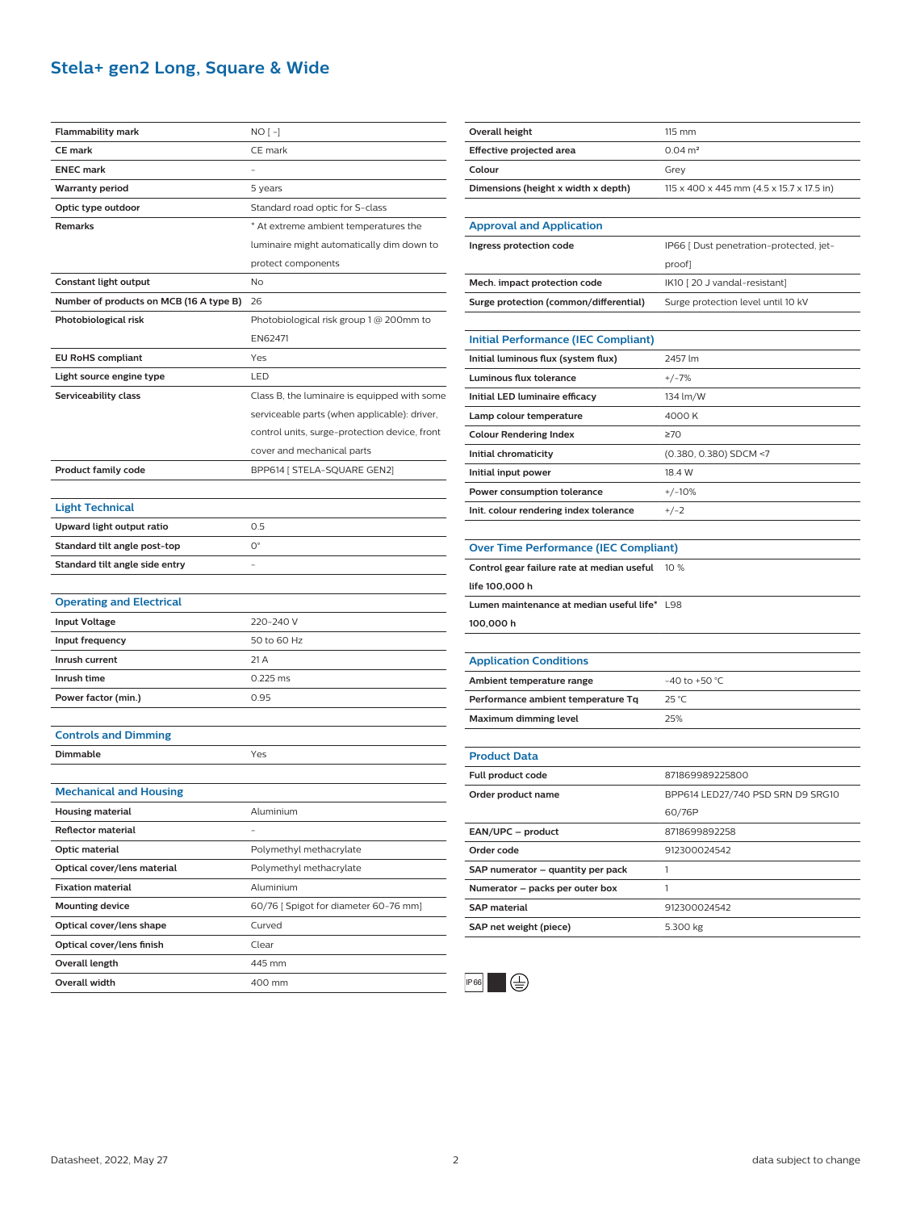# Stela+ gen2 Long, Square & Wide

| | |
|---|---|
| Flammability mark | NO [ -] |
| CE mark | CE mark |
| ENEC mark | - |
| Warranty period | 5 years |
| Optic type outdoor | Standard road optic for S-class |
| Remarks | * At extreme ambient temperatures the luminaire might automatically dim down to protect components |
| Constant light output | No |
| Number of products on MCB (16 A type B) | 26 |
| Photobiological risk | Photobiological risk group 1 @ 200mm to EN62471 |
| EU RoHS compliant | Yes |
| Light source engine type | LED |
| Serviceability class | Class B, the luminaire is equipped with some serviceable parts (when applicable): driver, control units, surge-protection device, front cover and mechanical parts |
| Product family code | BPP614 [ STELA-SQUARE GEN2] |

## Light Technical

| | |
|---|---|
| Upward light output ratio | 0.5 |
| Standard tilt angle post-top | 0° |
| Standard tilt angle side entry | - |

## Operating and Electrical

| | |
|---|---|
| Input Voltage | 220-240 V |
| Input frequency | 50 to 60 Hz |
| Inrush current | 21 A |
| Inrush time | 0.225 ms |
| Power factor (min.) | 0.95 |

## Controls and Dimming

| | |
|---|---|
| Dimmable | Yes |

## Mechanical and Housing

| | |
|---|---|
| Housing material | Aluminium |
| Reflector material | - |
| Optic material | Polymethyl methacrylate |
| Optical cover/lens material | Polymethyl methacrylate |
| Fixation material | Aluminium |
| Mounting device | 60/76 [ Spigot for diameter 60-76 mm] |
| Optical cover/lens shape | Curved |
| Optical cover/lens finish | Clear |
| Overall length | 445 mm |
| Overall width | 400 mm |
| Overall height | 115 mm |
| Effective projected area | 0.04 m² |
| Colour | Grey |
| Dimensions (height x width x depth) | 115 x 400 x 445 mm (4.5 x 15.7 x 17.5 in) |

## Approval and Application

| | |
|---|---|
| Ingress protection code | IP66 [ Dust penetration-protected, jet-proof] |
| Mech. impact protection code | IK10 [ 20 J vandal-resistant] |
| Surge protection (common/differential) | Surge protection level until 10 kV |

## Initial Performance (IEC Compliant)

| | |
|---|---|
| Initial luminous flux (system flux) | 2457 lm |
| Luminous flux tolerance | +/-7% |
| Initial LED luminaire efficacy | 134 lm/W |
| Lamp colour temperature | 4000 K |
| Colour Rendering Index | ≥70 |
| Initial chromaticity | (0.380, 0.380) SDCM <7 |
| Initial input power | 18.4 W |
| Power consumption tolerance | +/-10% |
| Init. colour rendering index tolerance | +/-2 |

## Over Time Performance (IEC Compliant)

| | |
|---|---|
| Control gear failure rate at median useful life 100,000 h | 10 % |
| Lumen maintenance at median useful life* 100,000 h | L98 |

## Application Conditions

| | |
|---|---|
| Ambient temperature range | -40 to +50 °C |
| Performance ambient temperature Tq | 25 °C |
| Maximum dimming level | 25% |

## Product Data

| | |
|---|---|
| Full product code | 871869989225800 |
| Order product name | BPP614 LED27/740 PSD SRN D9 SRG10 60/76P |
| EAN/UPC – product | 8718699892258 |
| Order code | 912300024542 |
| SAP numerator – quantity per pack | 1 |
| Numerator – packs per outer box | 1 |
| SAP material | 912300024542 |
| SAP net weight (piece) | 5.300 kg |

IP66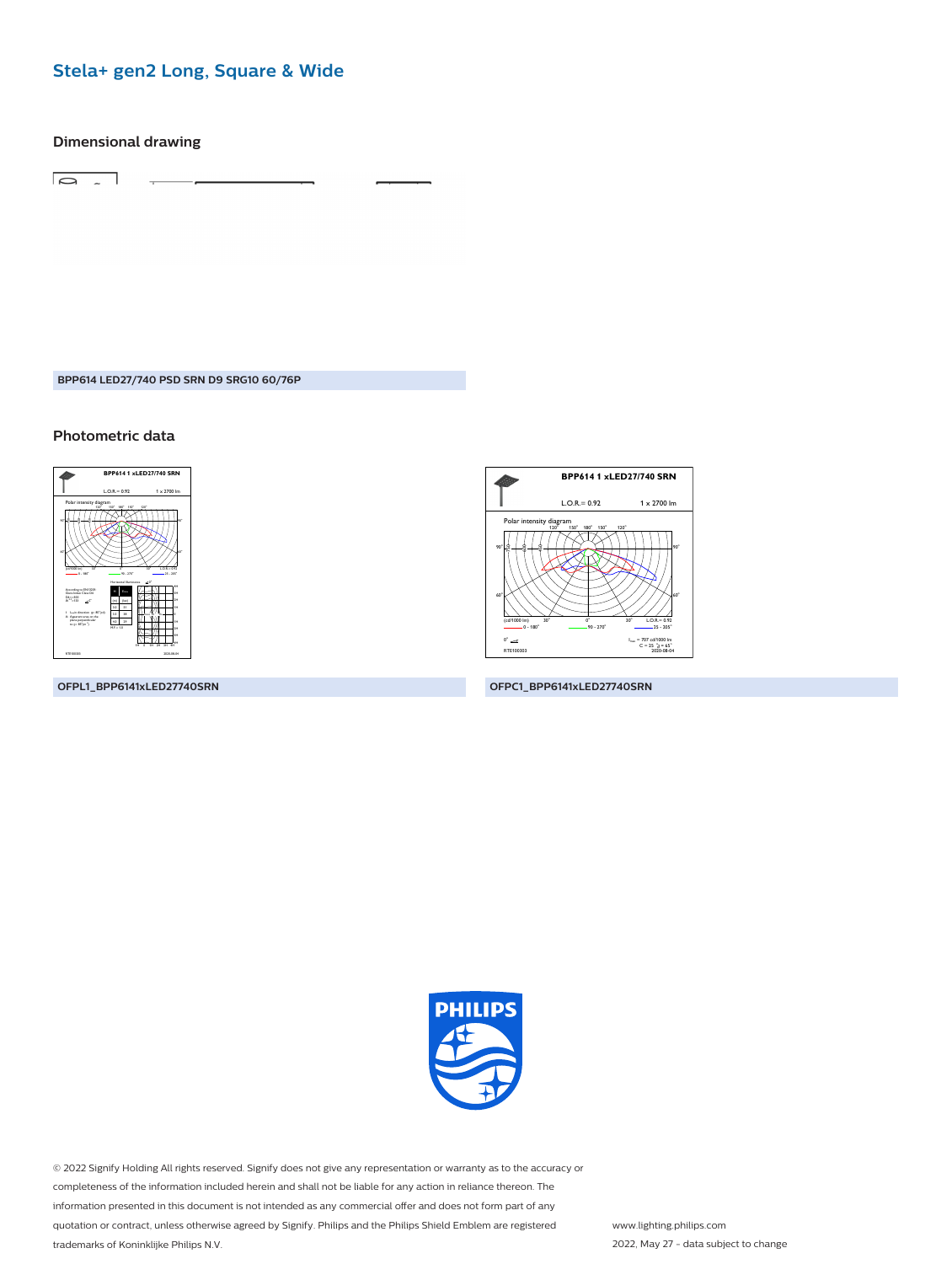## Stela+ gen2 Long, Square & Wide

### Dimensional drawing

BPP614 LED27/740 PSD SRN D9 SRG10 60/76P

### Photometric data

BPP614 1 xLED27/740 SRN

L.O.R.= 0.92

1 x 2700 lm

Polar intensity diagram

OFPL1_BPP6141xLED27740SRN

BPP614 1 xLED27/740 SRN

L.O.R.= 0.92

1 x 2700 lm

Polar intensity diagram

120° 150° 180° 150° 120°

90° 90°

60° 60°

(cd/1000 lm) 30° 0° 30° L.O.R.= 0.92

0 - 180° 90 - 270° 35 - 305°

$I_{max}$ = 707 cd/1000 lm

C = 35 γ = 65°

RTE100303

2020-08-04

OFPC1_BPP6141xLED27740SRN

© 2022 Signify Holding All rights reserved. Signify does not give any representation or warranty as to the accuracy or completeness of the information included herein and shall not be liable for any action in reliance thereon. The information presented in this document is not intended as any commercial offer and does not form part of any quotation or contract, unless otherwise agreed by Signify. Philips and the Philips Shield Emblem are registered trademarks of Koninklijke Philips N.V.

www.lighting.philips.com

2022, May 27 - data subject to change